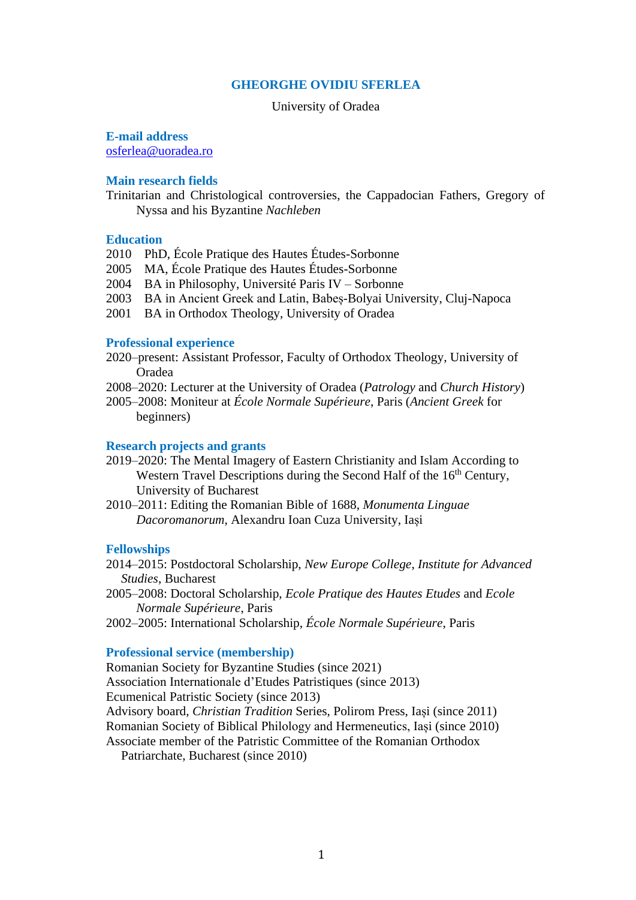# GHEORGHE OVIDIU SFERLEA

University of Oradea

## E-mail address

osferlea@uoradea.ro

## Main research fields

Trinitarian and Christological controversies, the Cappadocian Fathers, Gregory of Nyssa and his Byzantine *Nachleben*

## Education

2010 PhD, École Pratique des Hautes Études-Sorbonne
2005 MA, École Pratique des Hautes Études-Sorbonne
2004 BA in Philosophy, Université Paris IV – Sorbonne
2003 BA in Ancient Greek and Latin, Babeș-Bolyai University, Cluj-Napoca
2001 BA in Orthodox Theology, University of Oradea

## Professional experience

2020–present: Assistant Professor, Faculty of Orthodox Theology, University of Oradea
2008–2020: Lecturer at the University of Oradea (*Patrology* and *Church History*)
2005–2008: Moniteur at *École Normale Supérieure*, Paris (*Ancient Greek* for beginners)

## Research projects and grants

2019–2020: The Mental Imagery of Eastern Christianity and Islam According to Western Travel Descriptions during the Second Half of the 16th Century, University of Bucharest
2010–2011: Editing the Romanian Bible of 1688, *Monumenta Linguae Dacoromanorum*, Alexandru Ioan Cuza University, Iași

## Fellowships

2014–2015: Postdoctoral Scholarship, *New Europe College*, *Institute for Advanced Studies*, Bucharest
2005–2008: Doctoral Scholarship, *Ecole Pratique des Hautes Etudes* and *Ecole Normale Supérieure*, Paris
2002–2005: International Scholarship, *École Normale Supérieure*, Paris

## Professional service (membership)

Romanian Society for Byzantine Studies (since 2021)
Association Internationale d'Etudes Patristiques (since 2013)
Ecumenical Patristic Society (since 2013)
Advisory board, *Christian Tradition* Series, Polirom Press, Iași (since 2011)
Romanian Society of Biblical Philology and Hermeneutics, Iași (since 2010)
Associate member of the Patristic Committee of the Romanian Orthodox Patriarchate, Bucharest (since 2010)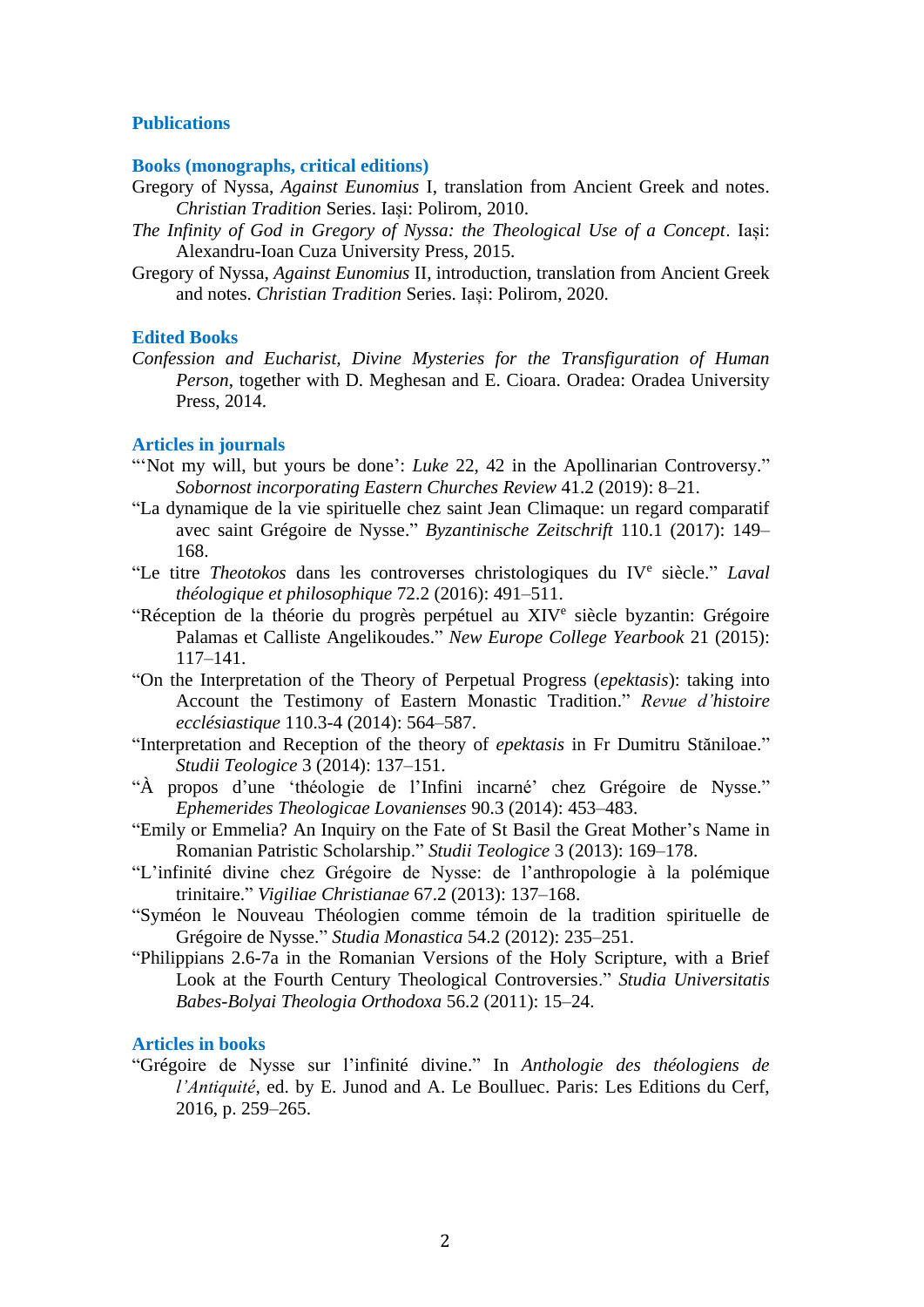## Publications

### Books (monographs, critical editions)

Gregory of Nyssa, *Against Eunomius* I, translation from Ancient Greek and notes. *Christian Tradition* Series. Iași: Polirom, 2010.

*The Infinity of God in Gregory of Nyssa: the Theological Use of a Concept*. Iași: Alexandru-Ioan Cuza University Press, 2015.

Gregory of Nyssa, *Against Eunomius* II, introduction, translation from Ancient Greek and notes. *Christian Tradition* Series. Iași: Polirom, 2020.

### Edited Books

*Confession and Eucharist, Divine Mysteries for the Transfiguration of Human Person*, together with D. Meghesan and E. Cioara. Oradea: Oradea University Press, 2014.

### Articles in journals

"'Not my will, but yours be done': *Luke* 22, 42 in the Apollinarian Controversy." *Sobornost incorporating Eastern Churches Review* 41.2 (2019): 8–21.

"La dynamique de la vie spirituelle chez saint Jean Climaque: un regard comparatif avec saint Grégoire de Nysse." *Byzantinische Zeitschrift* 110.1 (2017): 149–168.

"Le titre *Theotokos* dans les controverses christologiques du IVe siècle." *Laval théologique et philosophique* 72.2 (2016): 491–511.

"Réception de la théorie du progrès perpétuel au XIVe siècle byzantin: Grégoire Palamas et Calliste Angelikoudes." *New Europe College Yearbook* 21 (2015): 117–141.

"On the Interpretation of the Theory of Perpetual Progress (*epektasis*): taking into Account the Testimony of Eastern Monastic Tradition." *Revue d'histoire ecclésiastique* 110.3-4 (2014): 564–587.

"Interpretation and Reception of the theory of *epektasis* in Fr Dumitru Stăniloae." *Studii Teologice* 3 (2014): 137–151.

"À propos d'une 'théologie de l'Infini incarné' chez Grégoire de Nysse." *Ephemerides Theologicae Lovanienses* 90.3 (2014): 453–483.

"Emily or Emmelia? An Inquiry on the Fate of St Basil the Great Mother's Name in Romanian Patristic Scholarship." *Studii Teologice* 3 (2013): 169–178.

"L'infinité divine chez Grégoire de Nysse: de l'anthropologie à la polémique trinitaire." *Vigiliae Christianae* 67.2 (2013): 137–168.

"Syméon le Nouveau Théologien comme témoin de la tradition spirituelle de Grégoire de Nysse." *Studia Monastica* 54.2 (2012): 235–251.

"Philippians 2.6-7a in the Romanian Versions of the Holy Scripture, with a Brief Look at the Fourth Century Theological Controversies." *Studia Universitatis Babes-Bolyai Theologia Orthodoxa* 56.2 (2011): 15–24.

### Articles in books

"Grégoire de Nysse sur l'infinité divine." In *Anthologie des théologiens de l'Antiquité*, ed. by E. Junod and A. Le Boulluec. Paris: Les Editions du Cerf, 2016, p. 259–265.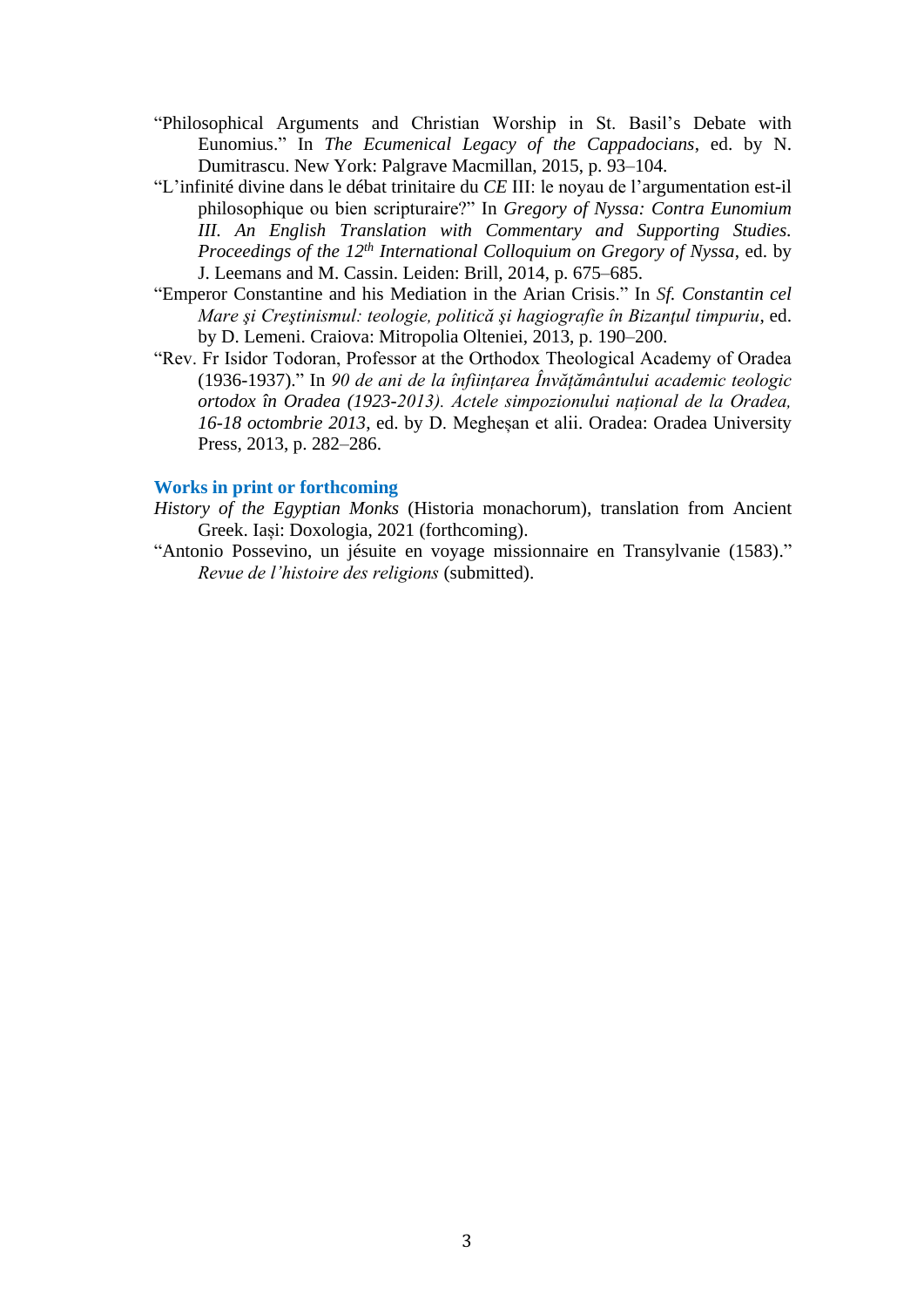"Philosophical Arguments and Christian Worship in St. Basil's Debate with Eunomius." In *The Ecumenical Legacy of the Cappadocians*, ed. by N. Dumitrascu. New York: Palgrave Macmillan, 2015, p. 93–104.

"L'infinité divine dans le débat trinitaire du *CE* III: le noyau de l'argumentation est-il philosophique ou bien scripturaire?" In *Gregory of Nyssa: Contra Eunomium III. An English Translation with Commentary and Supporting Studies. Proceedings of the 12th International Colloquium on Gregory of Nyssa*, ed. by J. Leemans and M. Cassin. Leiden: Brill, 2014, p. 675–685.

"Emperor Constantine and his Mediation in the Arian Crisis." In *Sf. Constantin cel Mare şi Creştinismul: teologie, politică şi hagiografie în Bizanţul timpuriu*, ed. by D. Lemeni. Craiova: Mitropolia Olteniei, 2013, p. 190–200.

"Rev. Fr Isidor Todoran, Professor at the Orthodox Theological Academy of Oradea (1936-1937)." In *90 de ani de la înființarea Învățământului academic teologic ortodox în Oradea (1923-2013). Actele simpozionului național de la Oradea, 16-18 octombrie 2013*, ed. by D. Megheșan et alii. Oradea: Oradea University Press, 2013, p. 282–286.

## Works in print or forthcoming

*History of the Egyptian Monks* (Historia monachorum), translation from Ancient Greek. Iași: Doxologia, 2021 (forthcoming).

"Antonio Possevino, un jésuite en voyage missionnaire en Transylvanie (1583)." *Revue de l'histoire des religions* (submitted).